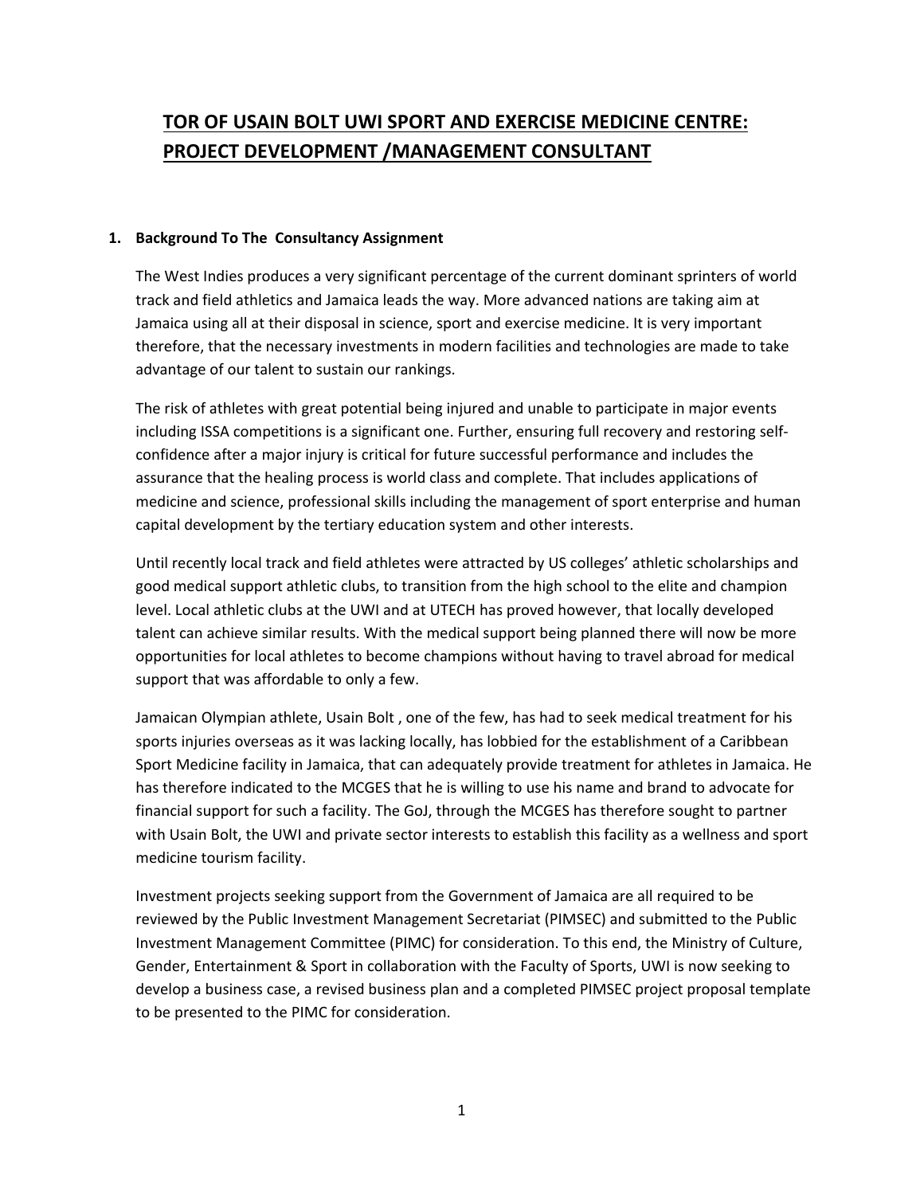# TOR OF USAIN BOLT UWI SPORT AND EXERCISE MEDICINE CENTRE: PROJECT DEVELOPMENT /MANAGEMENT CONSULTANT

## 1. Background To The Consultancy Assignment

The West Indies produces a very significant percentage of the current dominant sprinters of world track and field athletics and Jamaica leads the way. More advanced nations are taking aim at Jamaica using all at their disposal in science, sport and exercise medicine. It is very important therefore, that the necessary investments in modern facilities and technologies are made to take advantage of our talent to sustain our rankings.

The risk of athletes with great potential being injured and unable to participate in major events including ISSA competitions is a significant one. Further, ensuring full recovery and restoring self-confidence after a major injury is critical for future successful performance and includes the assurance that the healing process is world class and complete. That includes applications of medicine and science, professional skills including the management of sport enterprise and human capital development by the tertiary education system and other interests.

Until recently local track and field athletes were attracted by US colleges' athletic scholarships and good medical support athletic clubs, to transition from the high school to the elite and champion level. Local athletic clubs at the UWI and at UTECH has proved however, that locally developed talent can achieve similar results. With the medical support being planned there will now be more opportunities for local athletes to become champions without having to travel abroad for medical support that was affordable to only a few.

Jamaican Olympian athlete, Usain Bolt , one of the few, has had to seek medical treatment for his sports injuries overseas as it was lacking locally, has lobbied for the establishment of a Caribbean Sport Medicine facility in Jamaica, that can adequately provide treatment for athletes in Jamaica. He has therefore indicated to the MCGES that he is willing to use his name and brand to advocate for financial support for such a facility. The GoJ, through the MCGES has therefore sought to partner with Usain Bolt, the UWI and private sector interests to establish this facility as a wellness and sport medicine tourism facility.

Investment projects seeking support from the Government of Jamaica are all required to be reviewed by the Public Investment Management Secretariat (PIMSEC) and submitted to the Public Investment Management Committee (PIMC) for consideration. To this end, the Ministry of Culture, Gender, Entertainment & Sport in collaboration with the Faculty of Sports, UWI is now seeking to develop a business case, a revised business plan and a completed PIMSEC project proposal template to be presented to the PIMC for consideration.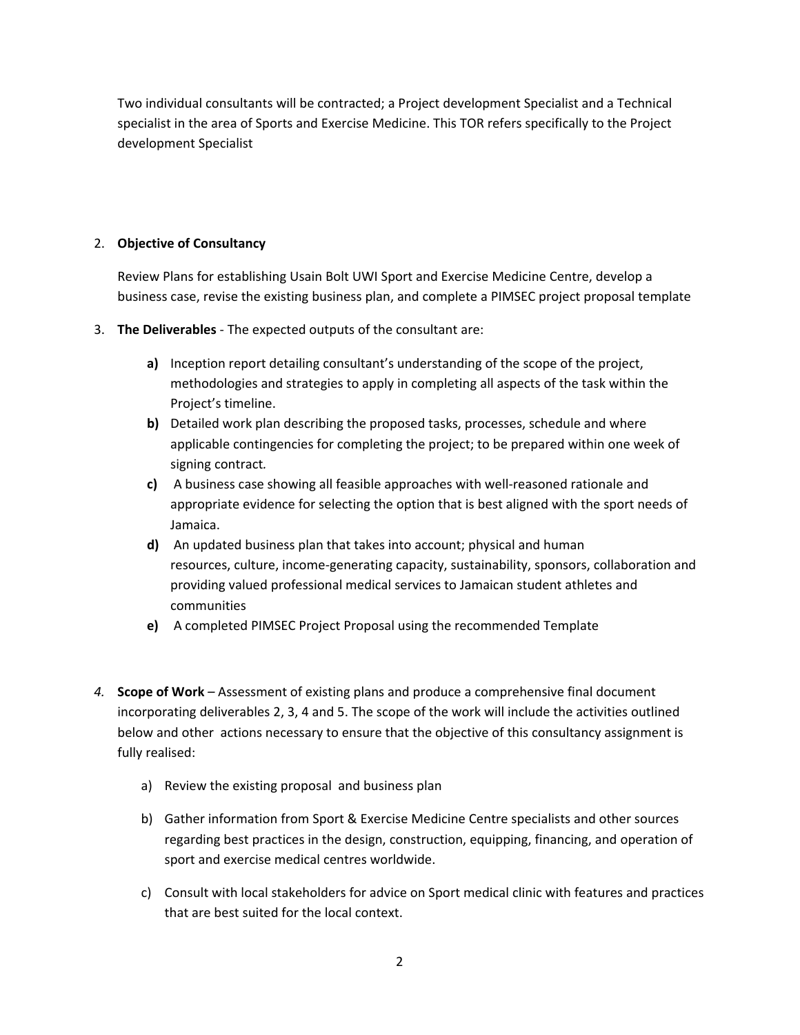Two individual consultants will be contracted; a Project development Specialist and a Technical specialist in the area of Sports and Exercise Medicine. This TOR refers specifically to the Project development Specialist

2. **Objective of Consultancy**

   Review Plans for establishing Usain Bolt UWI Sport and Exercise Medicine Centre, develop a business case, revise the existing business plan, and complete a PIMSEC project proposal template

3. **The Deliverables** - The expected outputs of the consultant are:

   **a)** Inception report detailing consultant's understanding of the scope of the project, methodologies and strategies to apply in completing all aspects of the task within the Project's timeline.

   **b)** Detailed work plan describing the proposed tasks, processes, schedule and where applicable contingencies for completing the project; to be prepared within one week of signing contract.

   **c)** A business case showing all feasible approaches with well-reasoned rationale and appropriate evidence for selecting the option that is best aligned with the sport needs of Jamaica.

   **d)** An updated business plan that takes into account; physical and human resources, culture, income-generating capacity, sustainability, sponsors, collaboration and providing valued professional medical services to Jamaican student athletes and communities

   **e)** A completed PIMSEC Project Proposal using the recommended Template

*4.* **Scope of Work** – Assessment of existing plans and produce a comprehensive final document incorporating deliverables 2, 3, 4 and 5. The scope of the work will include the activities outlined below and other actions necessary to ensure that the objective of this consultancy assignment is fully realised:

   a) Review the existing proposal and business plan

   b) Gather information from Sport & Exercise Medicine Centre specialists and other sources regarding best practices in the design, construction, equipping, financing, and operation of sport and exercise medical centres worldwide.

   c) Consult with local stakeholders for advice on Sport medical clinic with features and practices that are best suited for the local context.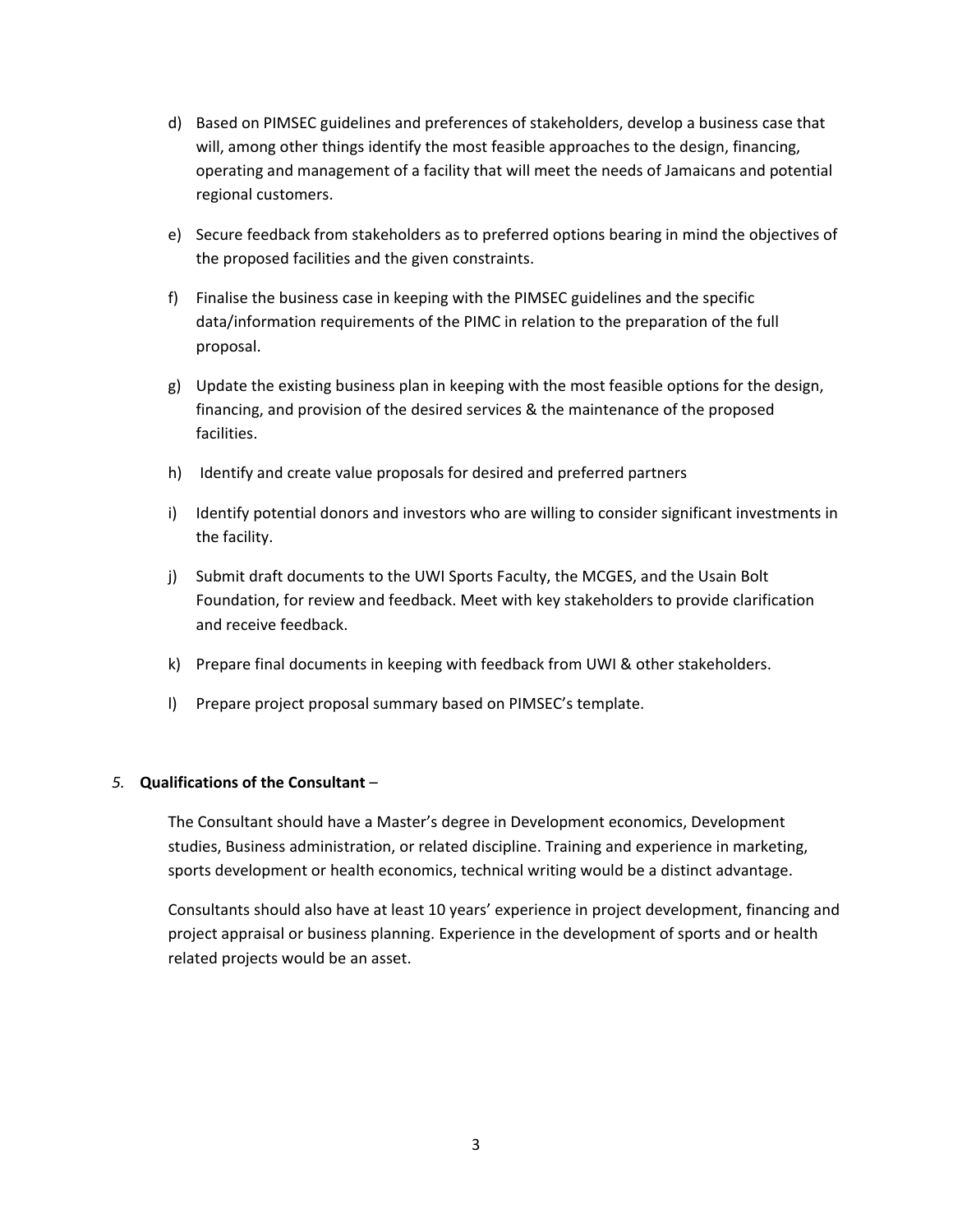d) Based on PIMSEC guidelines and preferences of stakeholders, develop a business case that will, among other things identify the most feasible approaches to the design, financing, operating and management of a facility that will meet the needs of Jamaicans and potential regional customers.

e) Secure feedback from stakeholders as to preferred options bearing in mind the objectives of the proposed facilities and the given constraints.

f) Finalise the business case in keeping with the PIMSEC guidelines and the specific data/information requirements of the PIMC in relation to the preparation of the full proposal.

g) Update the existing business plan in keeping with the most feasible options for the design, financing, and provision of the desired services & the maintenance of the proposed facilities.

h) Identify and create value proposals for desired and preferred partners

i) Identify potential donors and investors who are willing to consider significant investments in the facility.

j) Submit draft documents to the UWI Sports Faculty, the MCGES, and the Usain Bolt Foundation, for review and feedback. Meet with key stakeholders to provide clarification and receive feedback.

k) Prepare final documents in keeping with feedback from UWI & other stakeholders.

l) Prepare project proposal summary based on PIMSEC's template.

*5.* **Qualifications of the Consultant** –

The Consultant should have a Master's degree in Development economics, Development studies, Business administration, or related discipline. Training and experience in marketing, sports development or health economics, technical writing would be a distinct advantage.

Consultants should also have at least 10 years' experience in project development, financing and project appraisal or business planning. Experience in the development of sports and or health related projects would be an asset.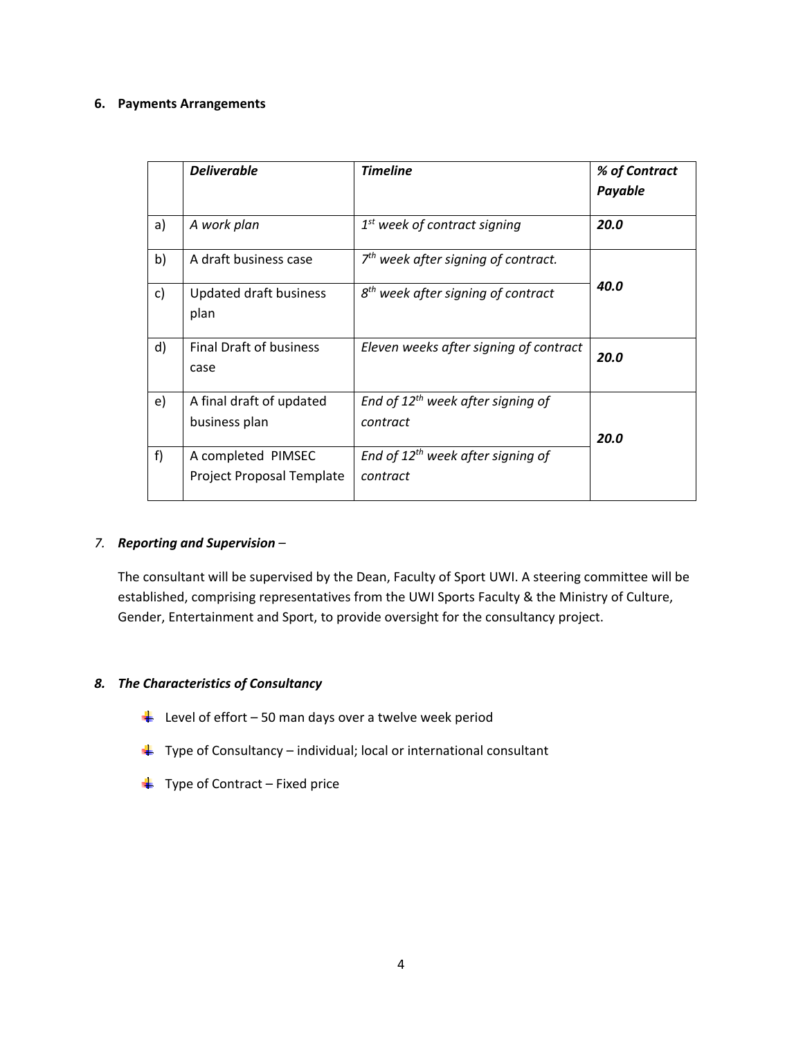## 6. Payments Arrangements

| | *Deliverable* | *Timeline* | *% of Contract Payable* |
|---|---|---|---|
| a) | *A work plan* | *1st week of contract signing* | ***20.0*** |
| b) | A draft business case | *7th week after signing of contract.* | ***40.0*** |
| c) | Updated draft business plan | *8th week after signing of contract* | |
| d) | Final Draft of business case | *Eleven weeks after signing of contract* | ***20.0*** |
| e) | A final draft of updated business plan | *End of 12th week after signing of contract* | ***20.0*** |
| f) | A completed PIMSEC Project Proposal Template | *End of 12th week after signing of contract* | |

## *7. Reporting and Supervision* –

The consultant will be supervised by the Dean, Faculty of Sport UWI. A steering committee will be established, comprising representatives from the UWI Sports Faculty & the Ministry of Culture, Gender, Entertainment and Sport, to provide oversight for the consultancy project.

## *8. The Characteristics of Consultancy*

- Level of effort – 50 man days over a twelve week period
- Type of Consultancy – individual; local or international consultant
- Type of Contract – Fixed price